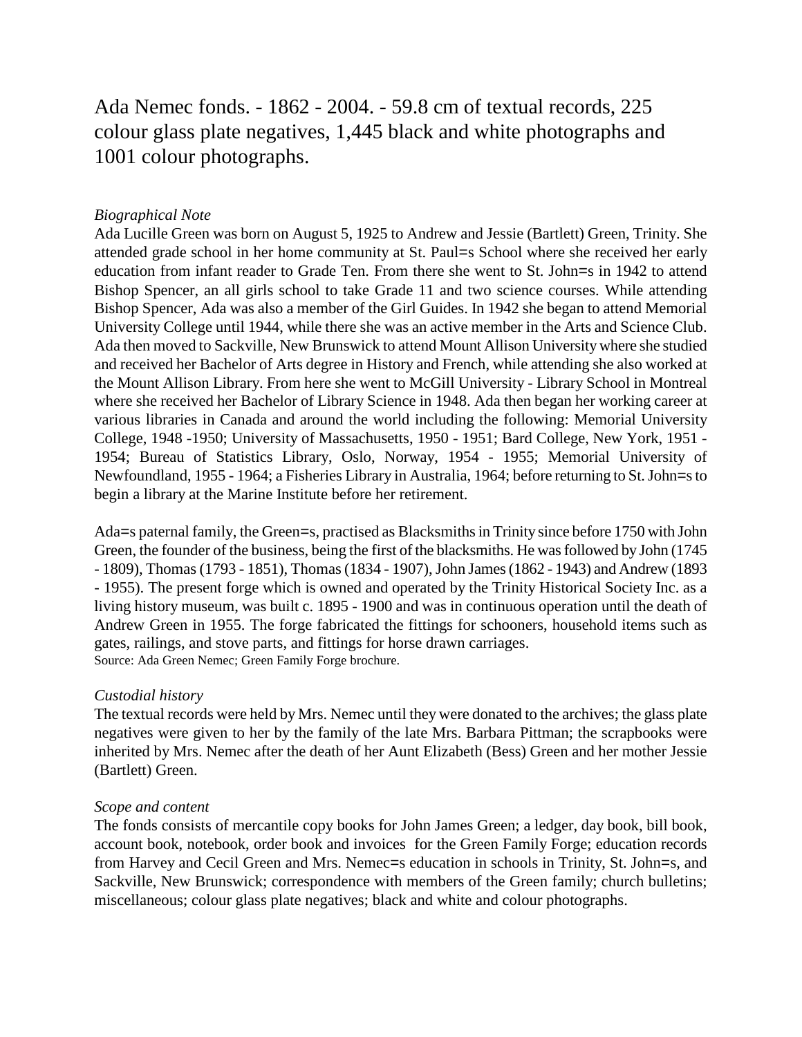# Ada Nemec fonds. - 1862 - 2004. - 59.8 cm of textual records, 225 colour glass plate negatives, 1,445 black and white photographs and 1001 colour photographs.

*Biographical Note*

Ada Lucille Green was born on August 5, 1925 to Andrew and Jessie (Bartlett) Green, Trinity. She attended grade school in her home community at St. Paul=s School where she received her early education from infant reader to Grade Ten. From there she went to St. John=s in 1942 to attend Bishop Spencer, an all girls school to take Grade 11 and two science courses. While attending Bishop Spencer, Ada was also a member of the Girl Guides. In 1942 she began to attend Memorial University College until 1944, while there she was an active member in the Arts and Science Club. Ada then moved to Sackville, New Brunswick to attend Mount Allison University where she studied and received her Bachelor of Arts degree in History and French, while attending she also worked at the Mount Allison Library. From here she went to McGill University - Library School in Montreal where she received her Bachelor of Library Science in 1948. Ada then began her working career at various libraries in Canada and around the world including the following: Memorial University College, 1948 -1950; University of Massachusetts, 1950 - 1951; Bard College, New York, 1951 - 1954; Bureau of Statistics Library, Oslo, Norway, 1954 - 1955; Memorial University of Newfoundland, 1955 - 1964; a Fisheries Library in Australia, 1964; before returning to St. John=s to begin a library at the Marine Institute before her retirement.

Ada=s paternal family, the Green=s, practised as Blacksmiths in Trinity since before 1750 with John Green, the founder of the business, being the first of the blacksmiths. He was followed by John (1745 - 1809), Thomas (1793 - 1851), Thomas (1834 - 1907), John James (1862 - 1943) and Andrew (1893 - 1955). The present forge which is owned and operated by the Trinity Historical Society Inc. as a living history museum, was built c. 1895 - 1900 and was in continuous operation until the death of Andrew Green in 1955. The forge fabricated the fittings for schooners, household items such as gates, railings, and stove parts, and fittings for horse drawn carriages.

Source: Ada Green Nemec; Green Family Forge brochure.

*Custodial history*

The textual records were held by Mrs. Nemec until they were donated to the archives; the glass plate negatives were given to her by the family of the late Mrs. Barbara Pittman; the scrapbooks were inherited by Mrs. Nemec after the death of her Aunt Elizabeth (Bess) Green and her mother Jessie (Bartlett) Green.

*Scope and content*

The fonds consists of mercantile copy books for John James Green; a ledger, day book, bill book, account book, notebook, order book and invoices for the Green Family Forge; education records from Harvey and Cecil Green and Mrs. Nemec=s education in schools in Trinity, St. John=s, and Sackville, New Brunswick; correspondence with members of the Green family; church bulletins; miscellaneous; colour glass plate negatives; black and white and colour photographs.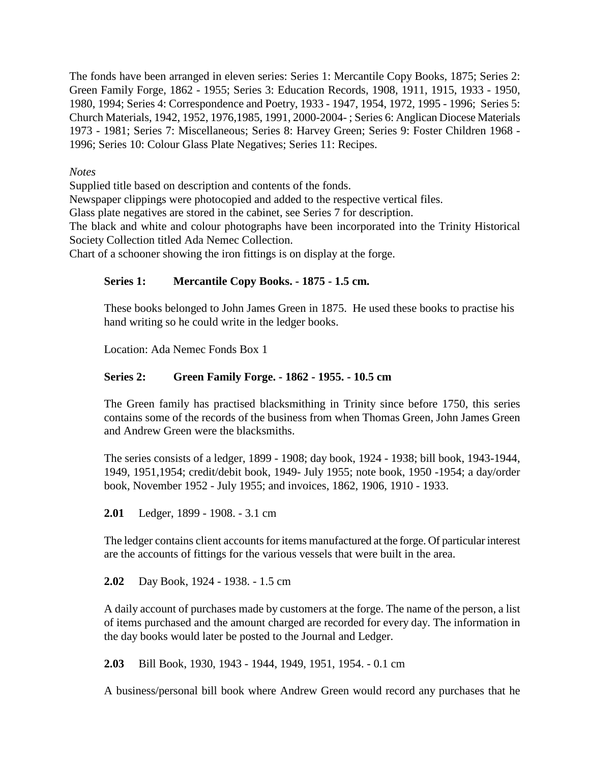The fonds have been arranged in eleven series: Series 1: Mercantile Copy Books, 1875; Series 2: Green Family Forge, 1862 - 1955; Series 3: Education Records, 1908, 1911, 1915, 1933 - 1950, 1980, 1994; Series 4: Correspondence and Poetry, 1933 - 1947, 1954, 1972, 1995 - 1996; Series 5: Church Materials, 1942, 1952, 1976,1985, 1991, 2000-2004- ; Series 6: Anglican Diocese Materials 1973 - 1981; Series 7: Miscellaneous; Series 8: Harvey Green; Series 9: Foster Children 1968 - 1996; Series 10: Colour Glass Plate Negatives; Series 11: Recipes.

*Notes*

Supplied title based on description and contents of the fonds.
Newspaper clippings were photocopied and added to the respective vertical files.
Glass plate negatives are stored in the cabinet, see Series 7 for description.
The black and white and colour photographs have been incorporated into the Trinity Historical Society Collection titled Ada Nemec Collection.
Chart of a schooner showing the iron fittings is on display at the forge.

**Series 1: Mercantile Copy Books. - 1875 - 1.5 cm.**

These books belonged to John James Green in 1875. He used these books to practise his hand writing so he could write in the ledger books.

Location: Ada Nemec Fonds Box 1

**Series 2: Green Family Forge. - 1862 - 1955. - 10.5 cm**

The Green family has practised blacksmithing in Trinity since before 1750, this series contains some of the records of the business from when Thomas Green, John James Green and Andrew Green were the blacksmiths.

The series consists of a ledger, 1899 - 1908; day book, 1924 - 1938; bill book, 1943-1944, 1949, 1951,1954; credit/debit book, 1949- July 1955; note book, 1950 -1954; a day/order book, November 1952 - July 1955; and invoices, 1862, 1906, 1910 - 1933.

**2.01** Ledger, 1899 - 1908. - 3.1 cm

The ledger contains client accounts for items manufactured at the forge. Of particular interest are the accounts of fittings for the various vessels that were built in the area.

**2.02** Day Book, 1924 - 1938. - 1.5 cm

A daily account of purchases made by customers at the forge. The name of the person, a list of items purchased and the amount charged are recorded for every day. The information in the day books would later be posted to the Journal and Ledger.

**2.03** Bill Book, 1930, 1943 - 1944, 1949, 1951, 1954. - 0.1 cm

A business/personal bill book where Andrew Green would record any purchases that he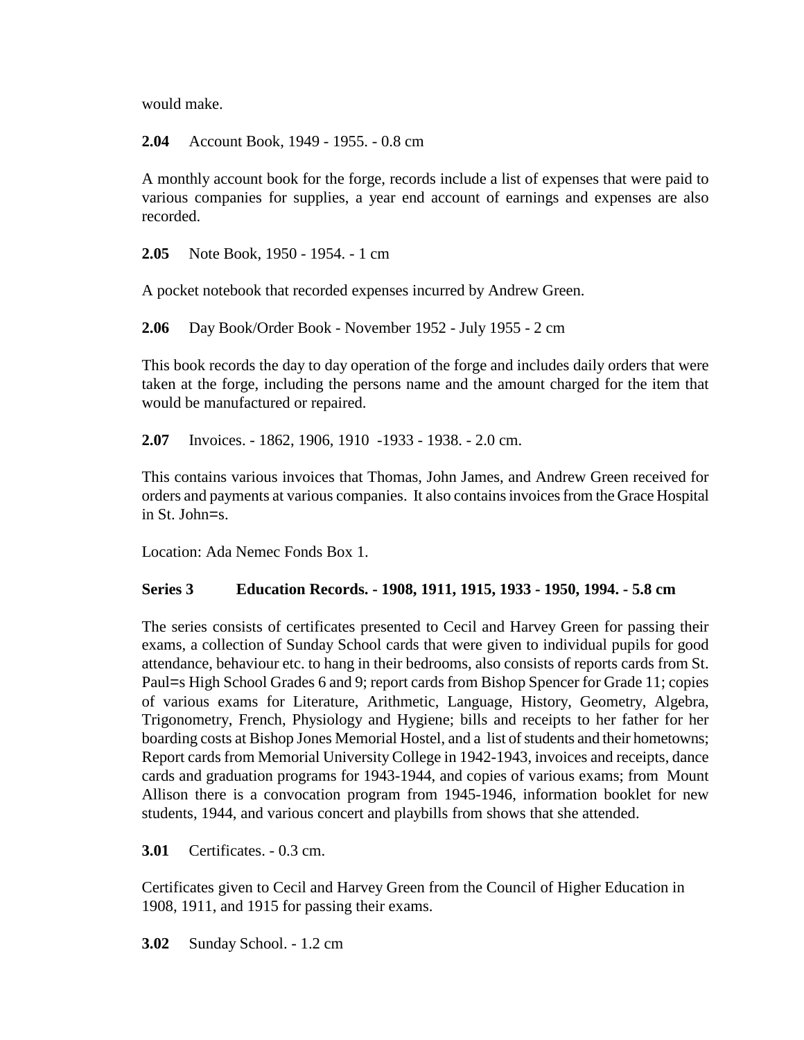would make.

**2.04** Account Book, 1949 - 1955. - 0.8 cm

A monthly account book for the forge, records include a list of expenses that were paid to various companies for supplies, a year end account of earnings and expenses are also recorded.

**2.05** Note Book, 1950 - 1954. - 1 cm

A pocket notebook that recorded expenses incurred by Andrew Green.

**2.06** Day Book/Order Book - November 1952 - July 1955 - 2 cm

This book records the day to day operation of the forge and includes daily orders that were taken at the forge, including the persons name and the amount charged for the item that would be manufactured or repaired.

**2.07** Invoices. - 1862, 1906, 1910 -1933 - 1938. - 2.0 cm.

This contains various invoices that Thomas, John James, and Andrew Green received for orders and payments at various companies. It also contains invoices from the Grace Hospital in St. John=s.

Location: Ada Nemec Fonds Box 1.

**Series 3 Education Records. - 1908, 1911, 1915, 1933 - 1950, 1994. - 5.8 cm**

The series consists of certificates presented to Cecil and Harvey Green for passing their exams, a collection of Sunday School cards that were given to individual pupils for good attendance, behaviour etc. to hang in their bedrooms, also consists of reports cards from St. Paul=s High School Grades 6 and 9; report cards from Bishop Spencer for Grade 11; copies of various exams for Literature, Arithmetic, Language, History, Geometry, Algebra, Trigonometry, French, Physiology and Hygiene; bills and receipts to her father for her boarding costs at Bishop Jones Memorial Hostel, and a list of students and their hometowns; Report cards from Memorial University College in 1942-1943, invoices and receipts, dance cards and graduation programs for 1943-1944, and copies of various exams; from Mount Allison there is a convocation program from 1945-1946, information booklet for new students, 1944, and various concert and playbills from shows that she attended.

**3.01** Certificates. - 0.3 cm.

Certificates given to Cecil and Harvey Green from the Council of Higher Education in 1908, 1911, and 1915 for passing their exams.

**3.02** Sunday School. - 1.2 cm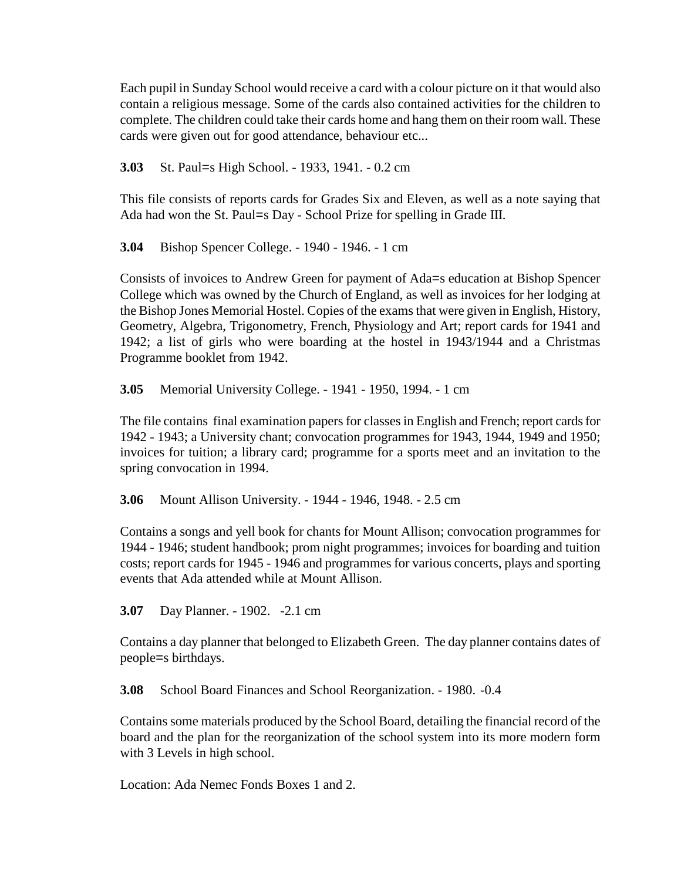Each pupil in Sunday School would receive a card with a colour picture on it that would also contain a religious message. Some of the cards also contained activities for the children to complete. The children could take their cards home and hang them on their room wall. These cards were given out for good attendance, behaviour etc...

**3.03** St. Paul=s High School. - 1933, 1941. - 0.2 cm

This file consists of reports cards for Grades Six and Eleven, as well as a note saying that Ada had won the St. Paul=s Day - School Prize for spelling in Grade III.

**3.04** Bishop Spencer College. - 1940 - 1946. - 1 cm

Consists of invoices to Andrew Green for payment of Ada=s education at Bishop Spencer College which was owned by the Church of England, as well as invoices for her lodging at the Bishop Jones Memorial Hostel. Copies of the exams that were given in English, History, Geometry, Algebra, Trigonometry, French, Physiology and Art; report cards for 1941 and 1942; a list of girls who were boarding at the hostel in 1943/1944 and a Christmas Programme booklet from 1942.

**3.05** Memorial University College. - 1941 - 1950, 1994. - 1 cm

The file contains final examination papers for classes in English and French; report cards for 1942 - 1943; a University chant; convocation programmes for 1943, 1944, 1949 and 1950; invoices for tuition; a library card; programme for a sports meet and an invitation to the spring convocation in 1994.

**3.06** Mount Allison University. - 1944 - 1946, 1948. - 2.5 cm

Contains a songs and yell book for chants for Mount Allison; convocation programmes for 1944 - 1946; student handbook; prom night programmes; invoices for boarding and tuition costs; report cards for 1945 - 1946 and programmes for various concerts, plays and sporting events that Ada attended while at Mount Allison.

**3.07** Day Planner. - 1902. -2.1 cm

Contains a day planner that belonged to Elizabeth Green. The day planner contains dates of people=s birthdays.

**3.08** School Board Finances and School Reorganization. - 1980. -0.4

Contains some materials produced by the School Board, detailing the financial record of the board and the plan for the reorganization of the school system into its more modern form with 3 Levels in high school.

Location: Ada Nemec Fonds Boxes 1 and 2.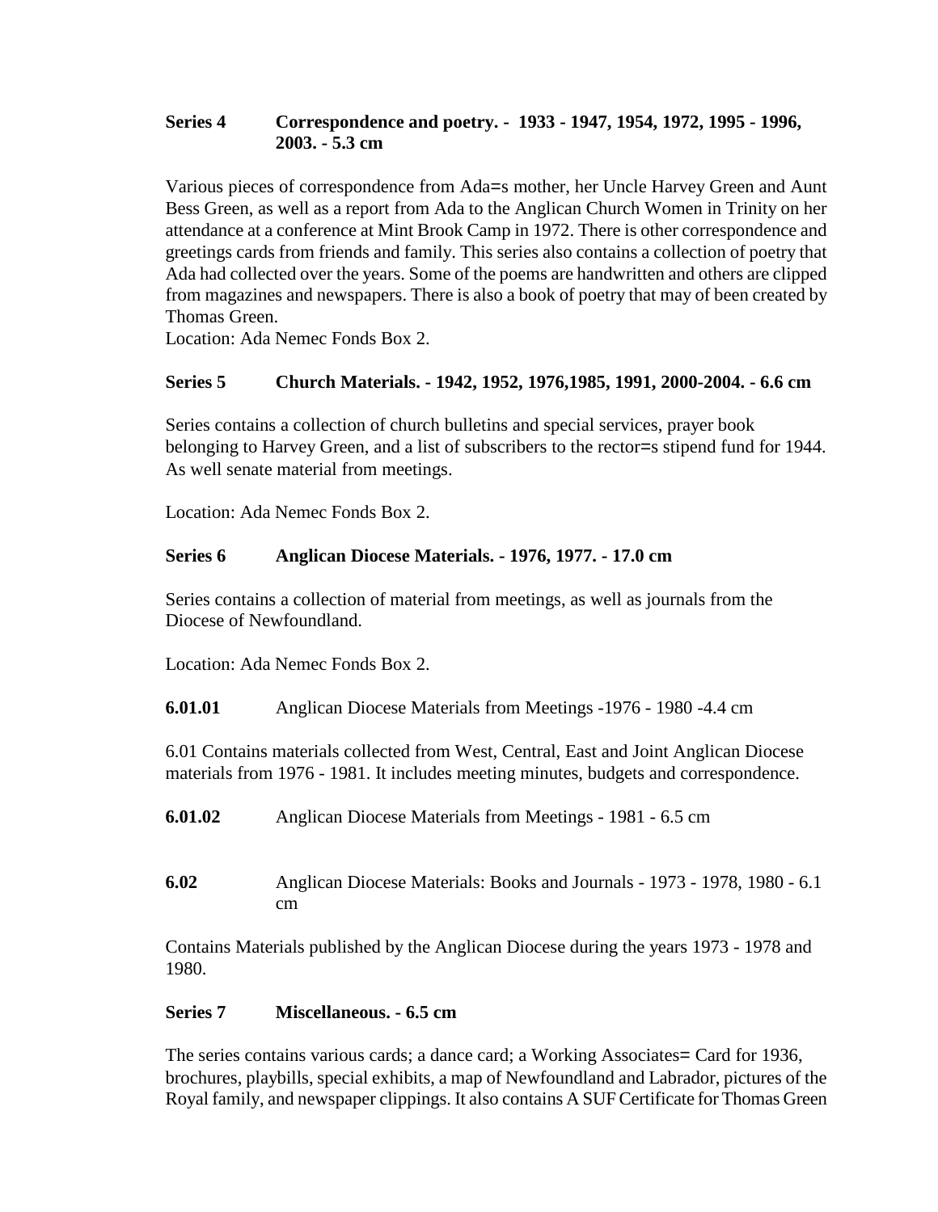**Series 4 Correspondence and poetry. - 1933 - 1947, 1954, 1972, 1995 - 1996, 2003. - 5.3 cm**

Various pieces of correspondence from Ada=s mother, her Uncle Harvey Green and Aunt Bess Green, as well as a report from Ada to the Anglican Church Women in Trinity on her attendance at a conference at Mint Brook Camp in 1972. There is other correspondence and greetings cards from friends and family. This series also contains a collection of poetry that Ada had collected over the years. Some of the poems are handwritten and others are clipped from magazines and newspapers. There is also a book of poetry that may of been created by Thomas Green.
Location: Ada Nemec Fonds Box 2.

**Series 5 Church Materials. - 1942, 1952, 1976,1985, 1991, 2000-2004. - 6.6 cm**

Series contains a collection of church bulletins and special services, prayer book belonging to Harvey Green, and a list of subscribers to the rector=s stipend fund for 1944. As well senate material from meetings.

Location: Ada Nemec Fonds Box 2.

**Series 6 Anglican Diocese Materials. - 1976, 1977. - 17.0 cm**

Series contains a collection of material from meetings, as well as journals from the Diocese of Newfoundland.

Location: Ada Nemec Fonds Box 2.

**6.01.01** Anglican Diocese Materials from Meetings -1976 - 1980 -4.4 cm

6.01 Contains materials collected from West, Central, East and Joint Anglican Diocese materials from 1976 - 1981. It includes meeting minutes, budgets and correspondence.

**6.01.02** Anglican Diocese Materials from Meetings - 1981 - 6.5 cm

**6.02** Anglican Diocese Materials: Books and Journals - 1973 - 1978, 1980 - 6.1 cm

Contains Materials published by the Anglican Diocese during the years 1973 - 1978 and 1980.

**Series 7 Miscellaneous. - 6.5 cm**

The series contains various cards; a dance card; a Working Associates= Card for 1936, brochures, playbills, special exhibits, a map of Newfoundland and Labrador, pictures of the Royal family, and newspaper clippings. It also contains A SUF Certificate for Thomas Green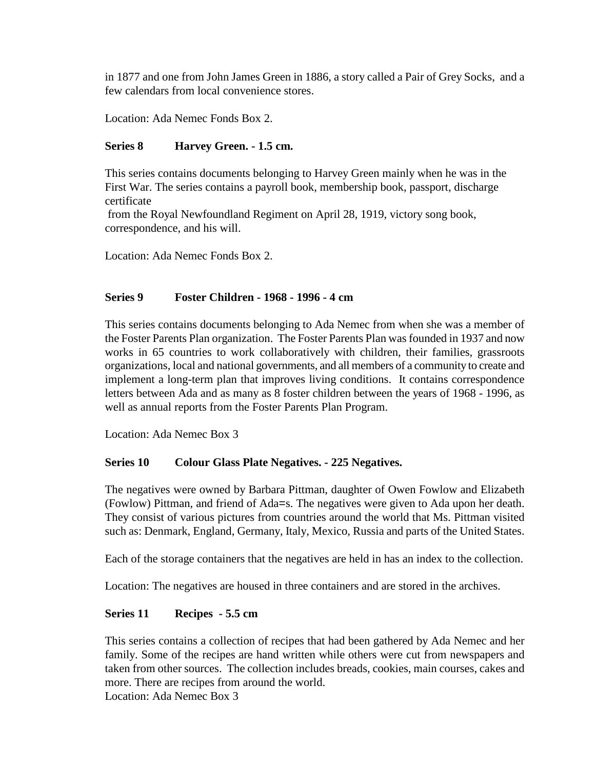in 1877 and one from John James Green in 1886, a story called a Pair of Grey Socks, and a few calendars from local convenience stores.

Location: Ada Nemec Fonds Box 2.

**Series 8 Harvey Green. - 1.5 cm.**

This series contains documents belonging to Harvey Green mainly when he was in the First War. The series contains a payroll book, membership book, passport, discharge certificate from the Royal Newfoundland Regiment on April 28, 1919, victory song book, correspondence, and his will.

Location: Ada Nemec Fonds Box 2.

**Series 9 Foster Children - 1968 - 1996 - 4 cm**

This series contains documents belonging to Ada Nemec from when she was a member of the Foster Parents Plan organization. The Foster Parents Plan was founded in 1937 and now works in 65 countries to work collaboratively with children, their families, grassroots organizations, local and national governments, and all members of a community to create and implement a long-term plan that improves living conditions. It contains correspondence letters between Ada and as many as 8 foster children between the years of 1968 - 1996, as well as annual reports from the Foster Parents Plan Program.

Location: Ada Nemec Box 3

**Series 10 Colour Glass Plate Negatives. - 225 Negatives.**

The negatives were owned by Barbara Pittman, daughter of Owen Fowlow and Elizabeth (Fowlow) Pittman, and friend of Ada=s. The negatives were given to Ada upon her death. They consist of various pictures from countries around the world that Ms. Pittman visited such as: Denmark, England, Germany, Italy, Mexico, Russia and parts of the United States.

Each of the storage containers that the negatives are held in has an index to the collection.

Location: The negatives are housed in three containers and are stored in the archives.

**Series 11 Recipes - 5.5 cm**

This series contains a collection of recipes that had been gathered by Ada Nemec and her family. Some of the recipes are hand written while others were cut from newspapers and taken from other sources. The collection includes breads, cookies, main courses, cakes and more. There are recipes from around the world.
Location: Ada Nemec Box 3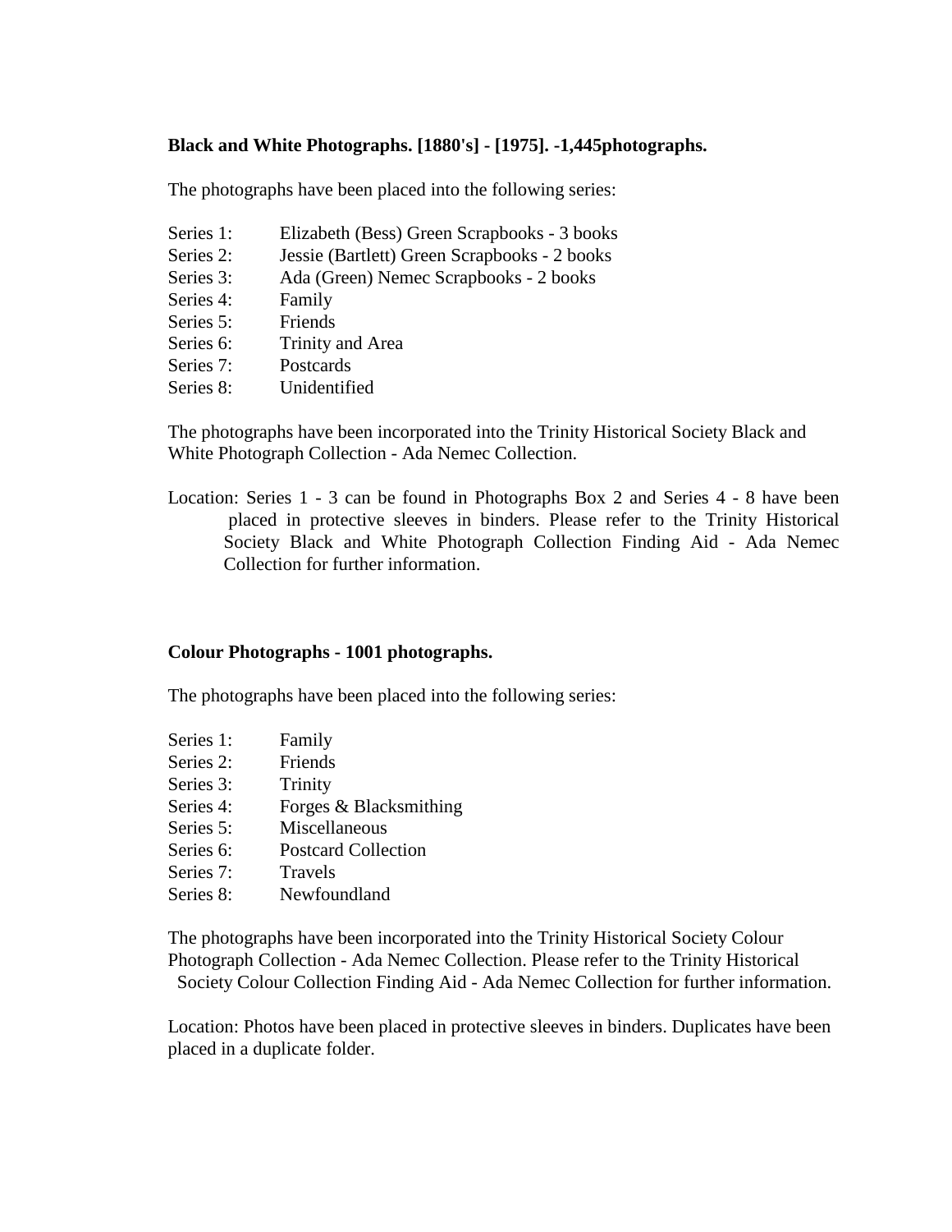**Black and White Photographs. [1880's] - [1975]. -1,445photographs.**

The photographs have been placed into the following series:

Series 1: Elizabeth (Bess) Green Scrapbooks - 3 books
Series 2: Jessie (Bartlett) Green Scrapbooks - 2 books
Series 3: Ada (Green) Nemec Scrapbooks - 2 books
Series 4: Family
Series 5: Friends
Series 6: Trinity and Area
Series 7: Postcards
Series 8: Unidentified

The photographs have been incorporated into the Trinity Historical Society Black and White Photograph Collection - Ada Nemec Collection.

Location: Series 1 - 3 can be found in Photographs Box 2 and Series 4 - 8 have been placed in protective sleeves in binders. Please refer to the Trinity Historical Society Black and White Photograph Collection Finding Aid - Ada Nemec Collection for further information.

**Colour Photographs - 1001 photographs.**

The photographs have been placed into the following series:

Series 1: Family
Series 2: Friends
Series 3: Trinity
Series 4: Forges & Blacksmithing
Series 5: Miscellaneous
Series 6: Postcard Collection
Series 7: Travels
Series 8: Newfoundland

The photographs have been incorporated into the Trinity Historical Society Colour Photograph Collection - Ada Nemec Collection. Please refer to the Trinity Historical Society Colour Collection Finding Aid - Ada Nemec Collection for further information.

Location: Photos have been placed in protective sleeves in binders. Duplicates have been placed in a duplicate folder.